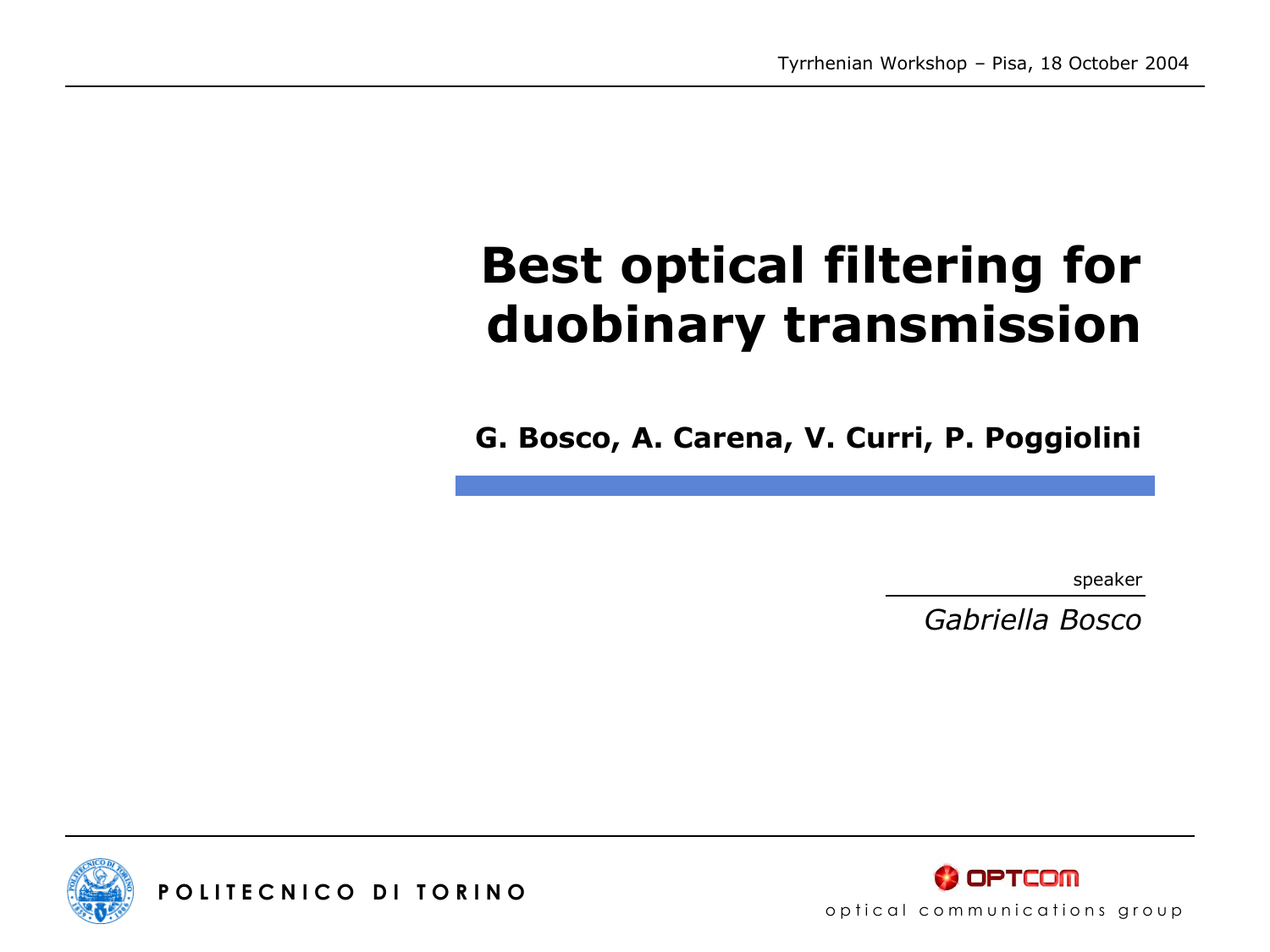Tyrrhenian Workshop – Pisa, 18 October 2004

# Best optical filtering for duobinary transmission

**G. Bosco, A. Carena, V. Curri, P. Poggiolini**

speaker

*Gabriella Bosco*

POLITECNICO DI TORINO

OPTCOM

optical communications group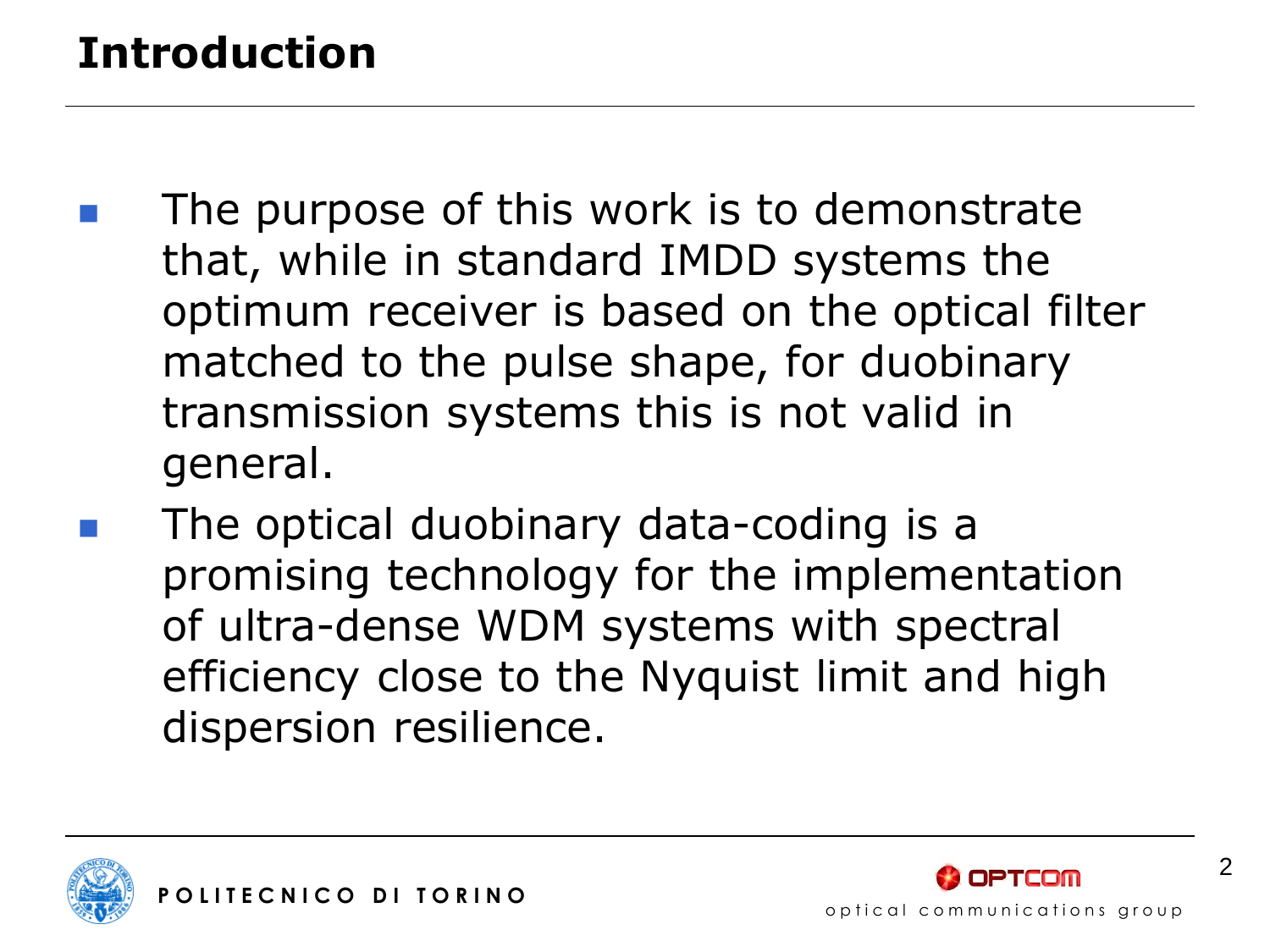# Introduction

- The purpose of this work is to demonstrate that, while in standard IMDD systems the optimum receiver is based on the optical filter matched to the pulse shape, for duobinary transmission systems this is not valid in general.
- The optical duobinary data-coding is a promising technology for the implementation of ultra-dense WDM systems with spectral efficiency close to the Nyquist limit and high dispersion resilience.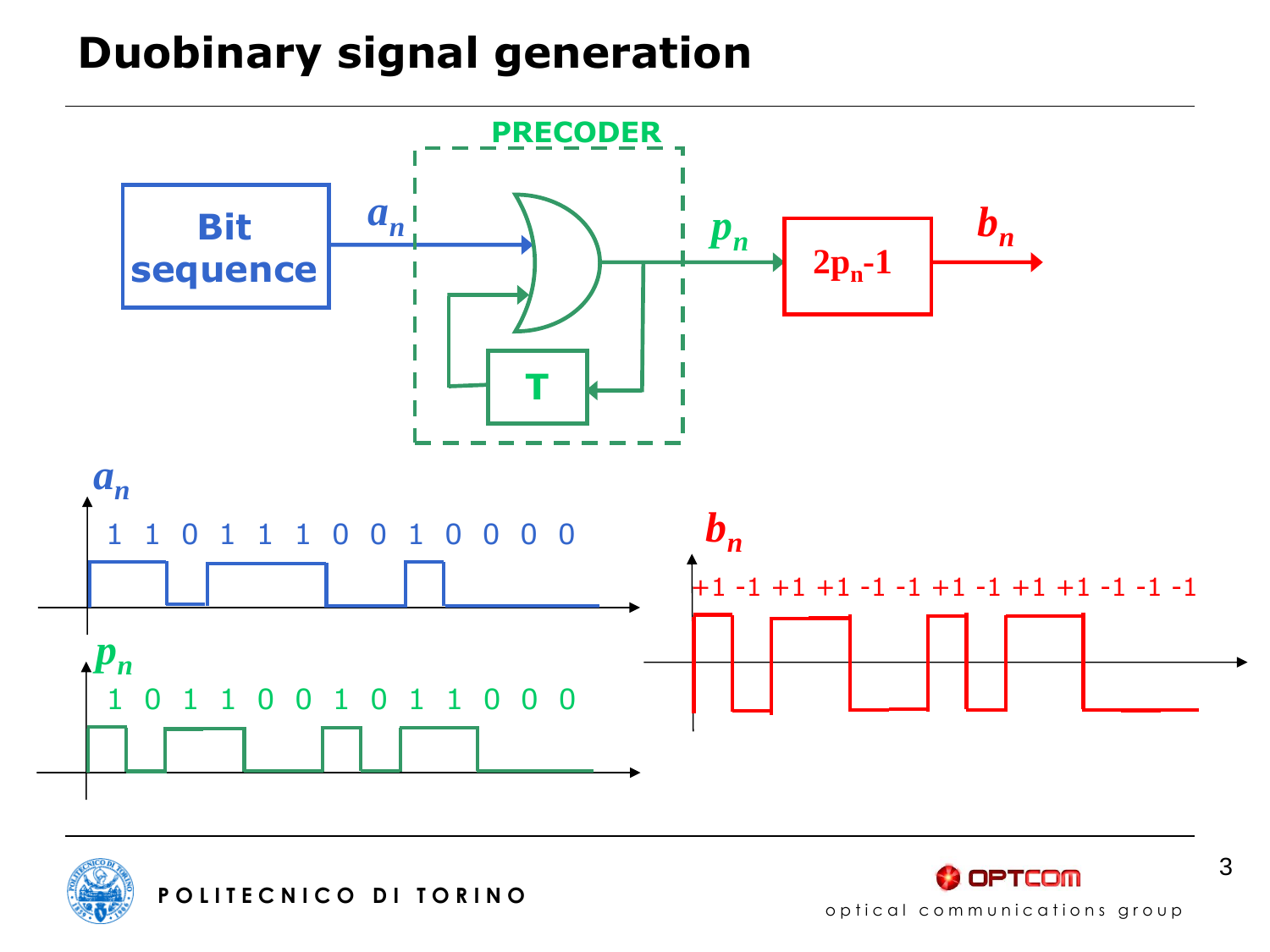# Duobinary signal generation

PRECODER

Bit sequence → $a_n$ → [OR gate with feedback through T] → $p_n$ → $2p_n-1$ → $b_n$

$a_n$

1 1 0 1 1 1 0 0 1 0 0 0 0

$p_n$

1 0 1 1 0 0 1 0 1 1 0 0 0

$b_n$

+1 -1 +1 +1 -1 -1 +1 -1 +1 +1 -1 -1 -1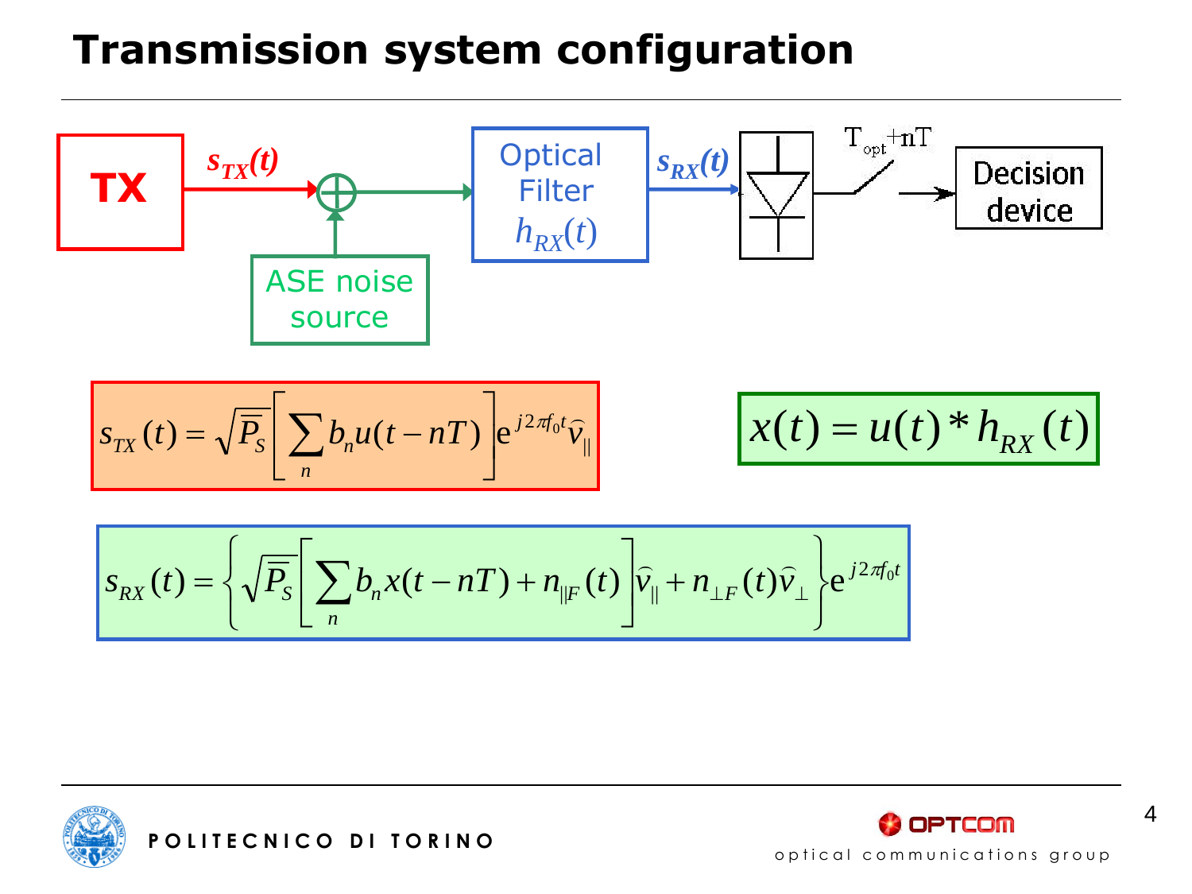# Transmission system configuration

TX → $s_{TX}(t)$ → ⊕ (ASE noise source) → Optical Filter $h_{RX}(t)$ → $s_{RX}(t)$ → photodiode → $T_{opt}+nT$ → Decision device

$$s_{TX}(t) = \sqrt{\overline{P}_S}\left[\sum_n b_n u(t-nT)\right] e^{j2\pi f_0 t}\widehat{v}_{\parallel}$$

$$x(t) = u(t) * h_{RX}(t)$$

$$s_{RX}(t) = \left\{ \sqrt{\overline{P}_S}\left[\sum_n b_n x(t-nT) + n_{\parallel F}(t)\right]\widehat{v}_{\parallel} + n_{\perp F}(t)\widehat{v}_{\perp} \right\} e^{j2\pi f_0 t}$$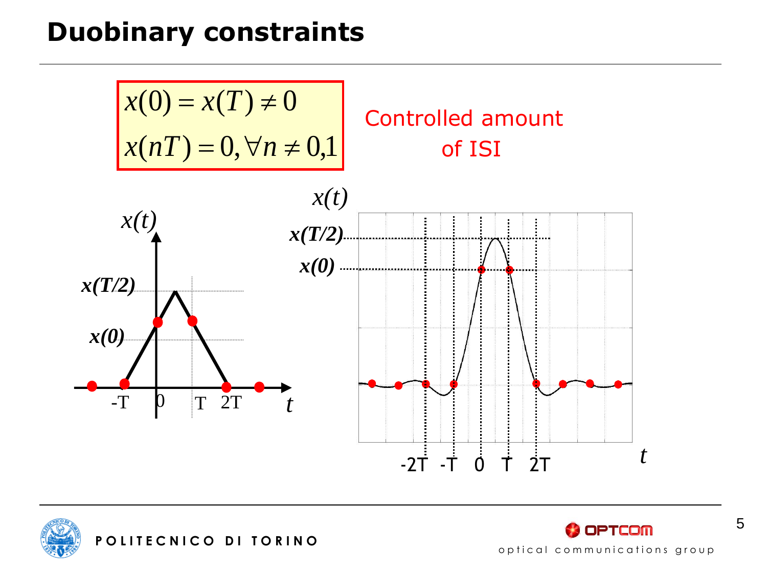# Duobinary constraints

$$x(0) = x(T) \neq 0$$
$$x(nT) = 0, \forall n \neq 0,1$$

Controlled amount of ISI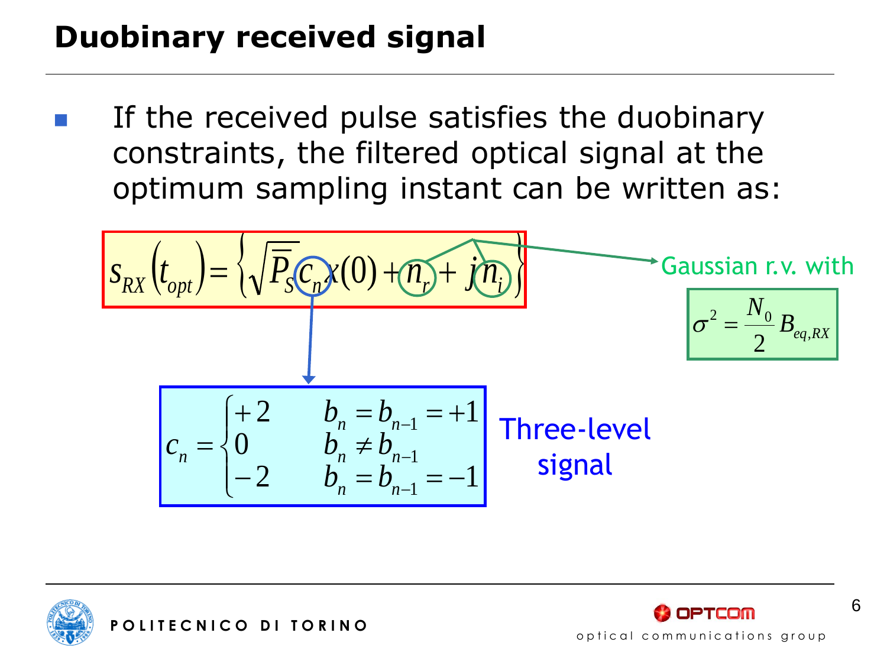## Duobinary received signal

- If the received pulse satisfies the duobinary constraints, the filtered optical signal at the optimum sampling instant can be written as:

$$s_{RX}\left(t_{opt}\right)=\left\{\sqrt{\overline{P}_S}\,c_n x(0)+n_r+jn_i\right\}$$

$n_r$, $n_i$: Gaussian r.v. with

$$\sigma^2=\frac{N_0}{2}B_{eq,RX}$$

$$c_n=\begin{cases}+2 & b_n=b_{n-1}=+1\\ 0 & b_n\neq b_{n-1}\\ -2 & b_n=b_{n-1}=-1\end{cases}$$

Three-level signal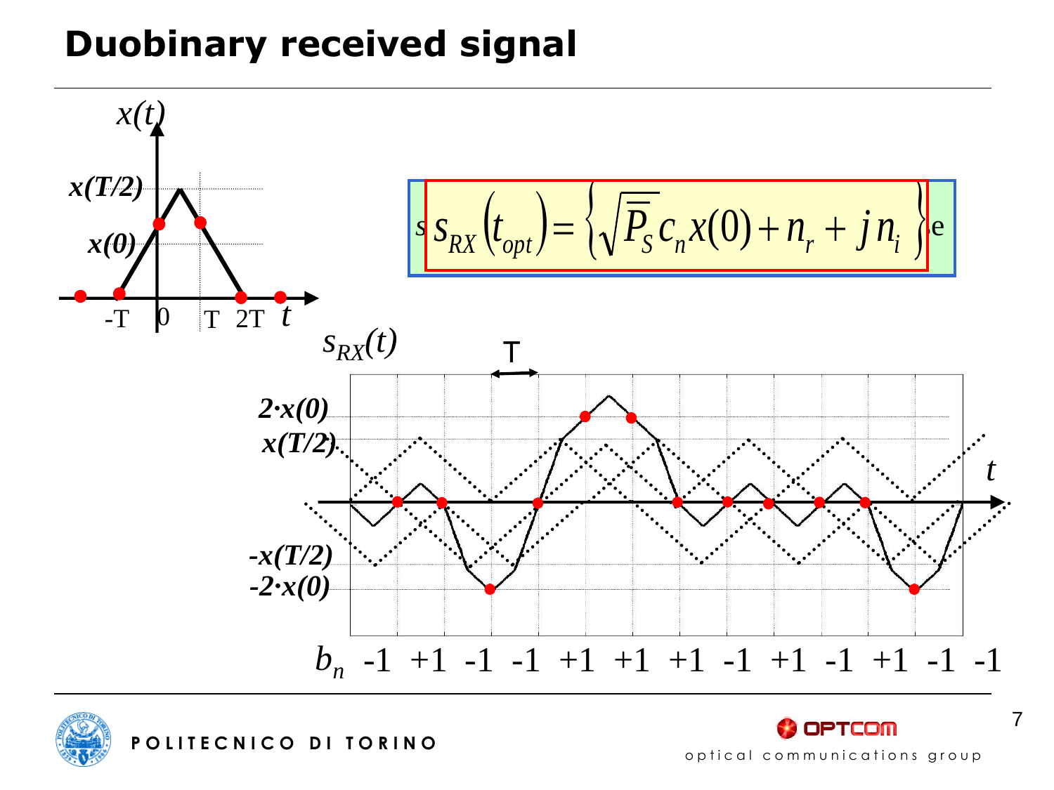# Duobinary received signal

$$s_{RX}\left(t_{opt}\right)=\left\{\sqrt{\overline{P_S}}\,c_n x(0)+n_r+j\,n_i\right\}$$

$x(t)$

$x(T/2)$, $x(0)$

$-T$ 0 $T$ $2T$ $t$

$s_{RX}(t)$

T

$2\cdot x(0)$, $x(T/2)$, $-x(T/2)$, $-2\cdot x(0)$

$t$

$b_n$ -1 +1 -1 -1 +1 +1 +1 -1 +1 -1 +1 -1 -1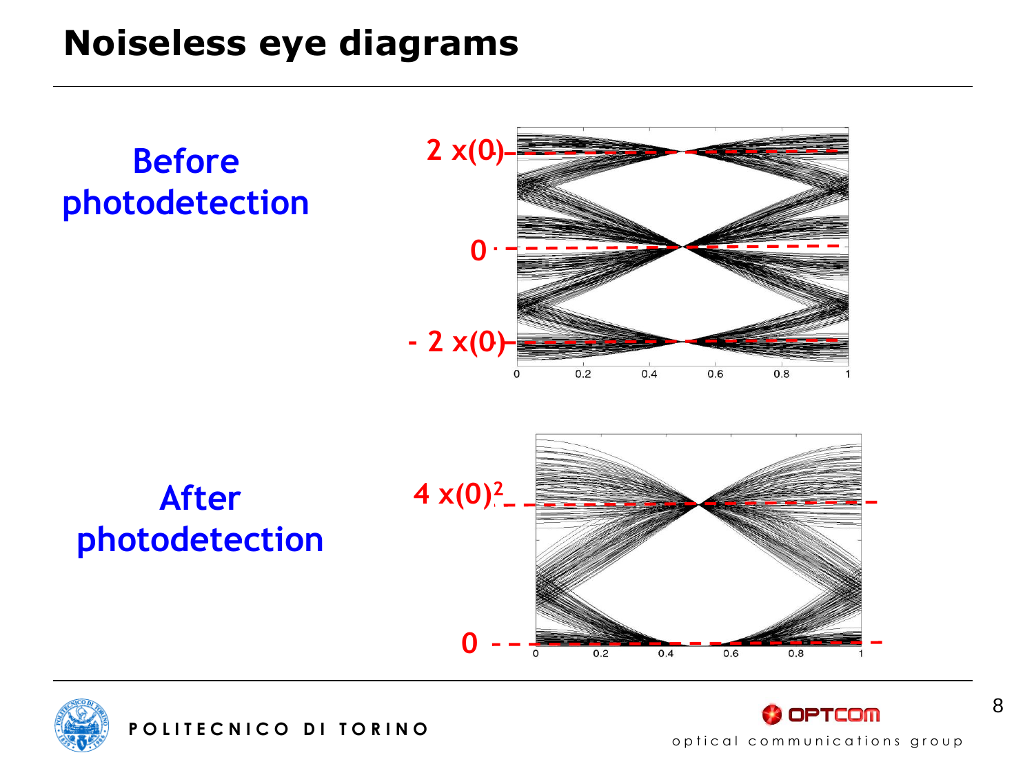# Noiseless eye diagrams

**Before photodetection**

$2\,x(0)$

$0$

$-\,2\,x(0)$

**After photodetection**

$4\,x(0)^2$

$0$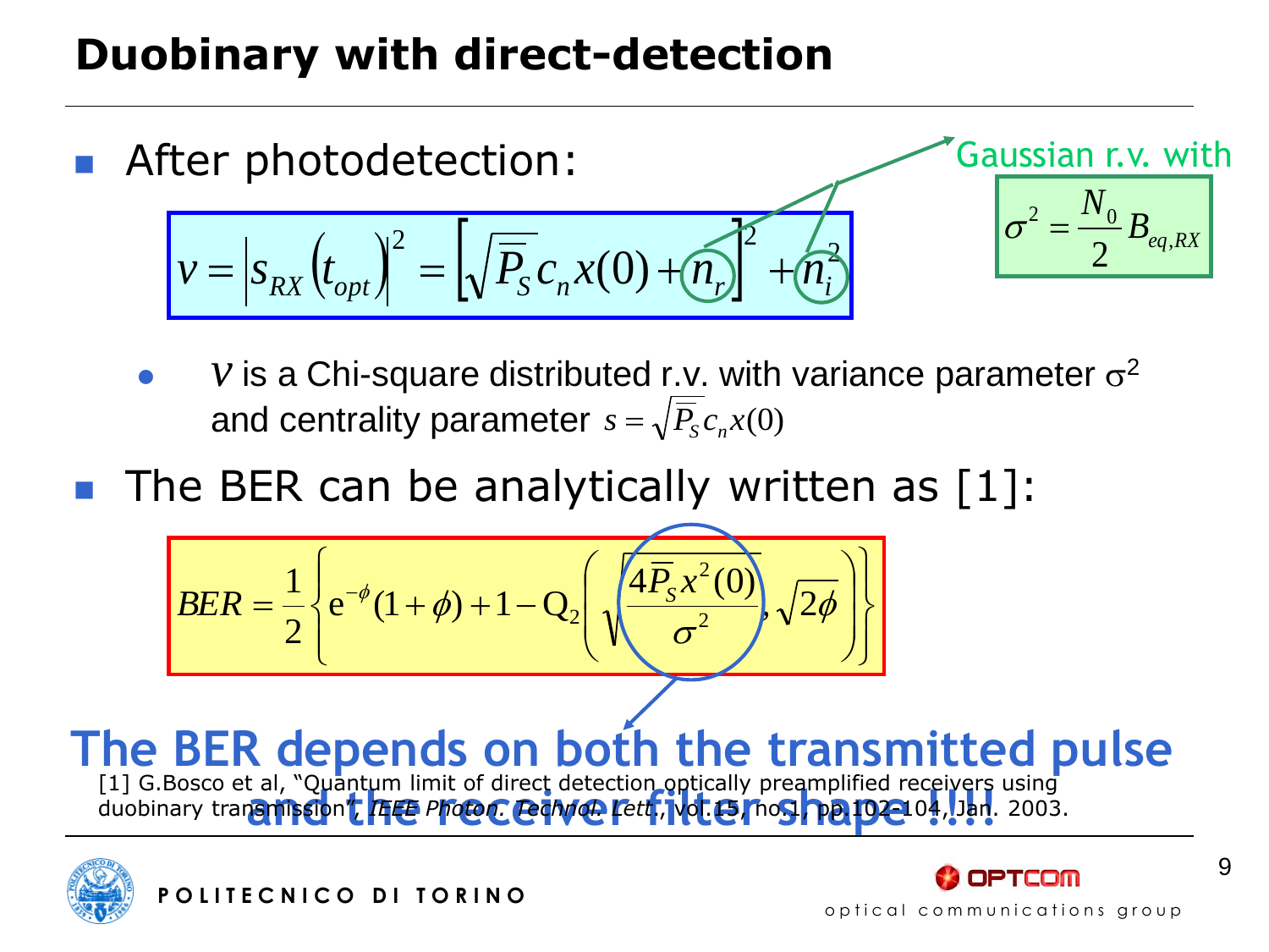# Duobinary with direct-detection

- After photodetection:

$$v = \left| s_{RX}\left(t_{opt}\right)\right|^2 = \left[\sqrt{\overline{P}_S}\, c_n x(0) + n_r\right]^2 + n_i^2$$

Gaussian r.v. with

$$\sigma^2 = \frac{N_0}{2} B_{eq,RX}$$

  - $v$ is a Chi-square distributed r.v. with variance parameter $\sigma^2$ and centrality parameter $s = \sqrt{\overline{P}_S}\, c_n x(0)$

- The BER can be analytically written as [1]:

$$BER = \frac{1}{2}\left\{ e^{-\phi}(1+\phi) + 1 - Q_2\left(\sqrt{\frac{4\overline{P}_S x^2(0)}{\sigma^2}}, \sqrt{2\phi}\right)\right\}$$

**The BER depends on both the transmitted pulse and the receiver filter shape !!!**

[1] G.Bosco et al, "Quantum limit of direct detection optically preamplified receivers using duobinary transmission", *IEEE Photon. Technol. Lett.*, vol.15, no.1, pp.102-104, Jan. 2003.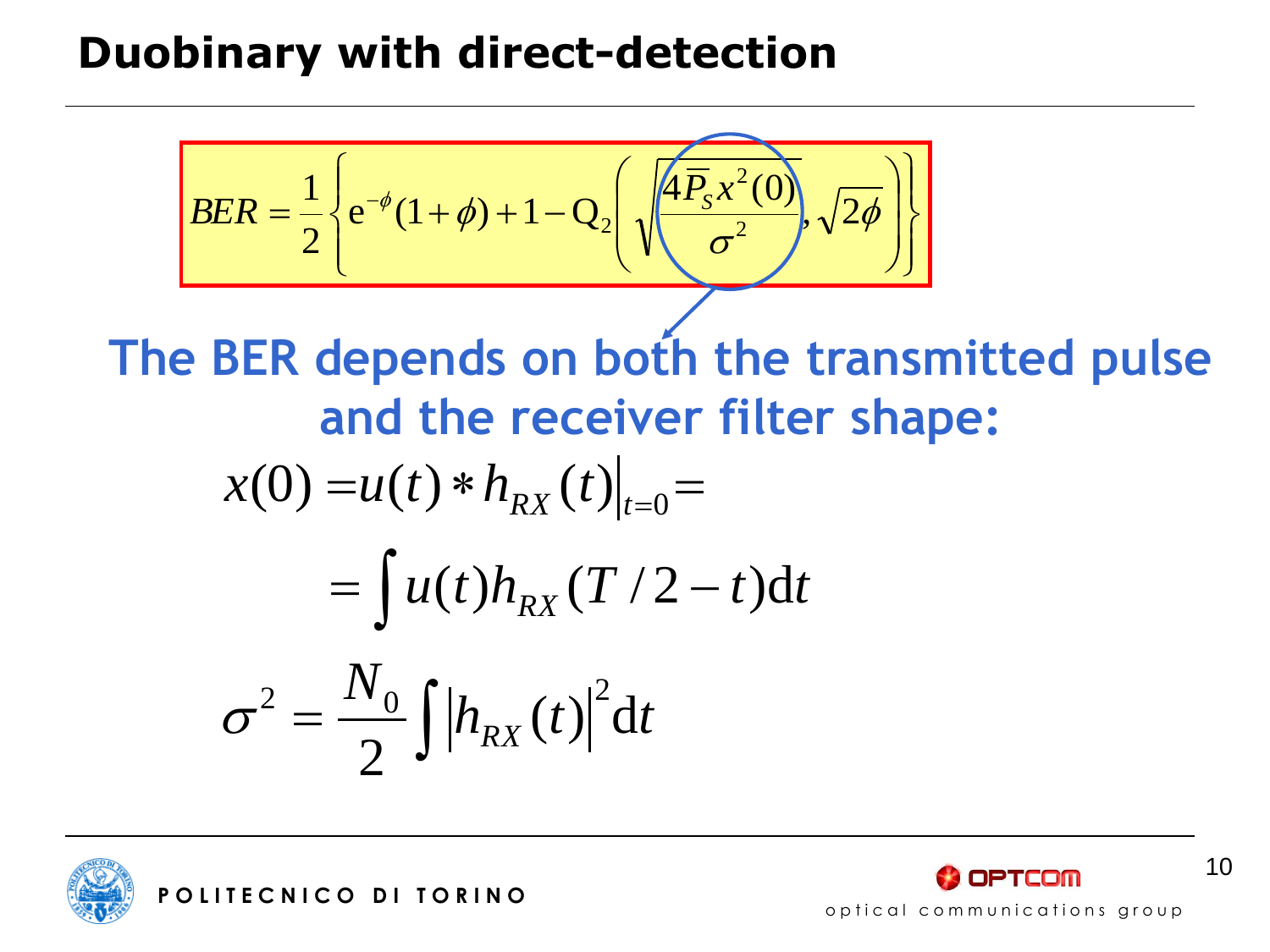# Duobinary with direct-detection

$$BER = \frac{1}{2}\left\{ e^{-\phi}(1+\phi) + 1 - Q_2\left( \sqrt{\frac{4\overline{P}_S x^2(0)}{\sigma^2}}, \sqrt{2\phi} \right) \right\}$$

**The BER depends on both the transmitted pulse and the receiver filter shape:**

$$x(0) = u(t) * h_{RX}(t)\Big|_{t=0} =$$

$$= \int u(t) h_{RX}(T/2 - t)\,\mathrm{d}t$$

$$\sigma^2 = \frac{N_0}{2} \int \left| h_{RX}(t) \right|^2 \mathrm{d}t$$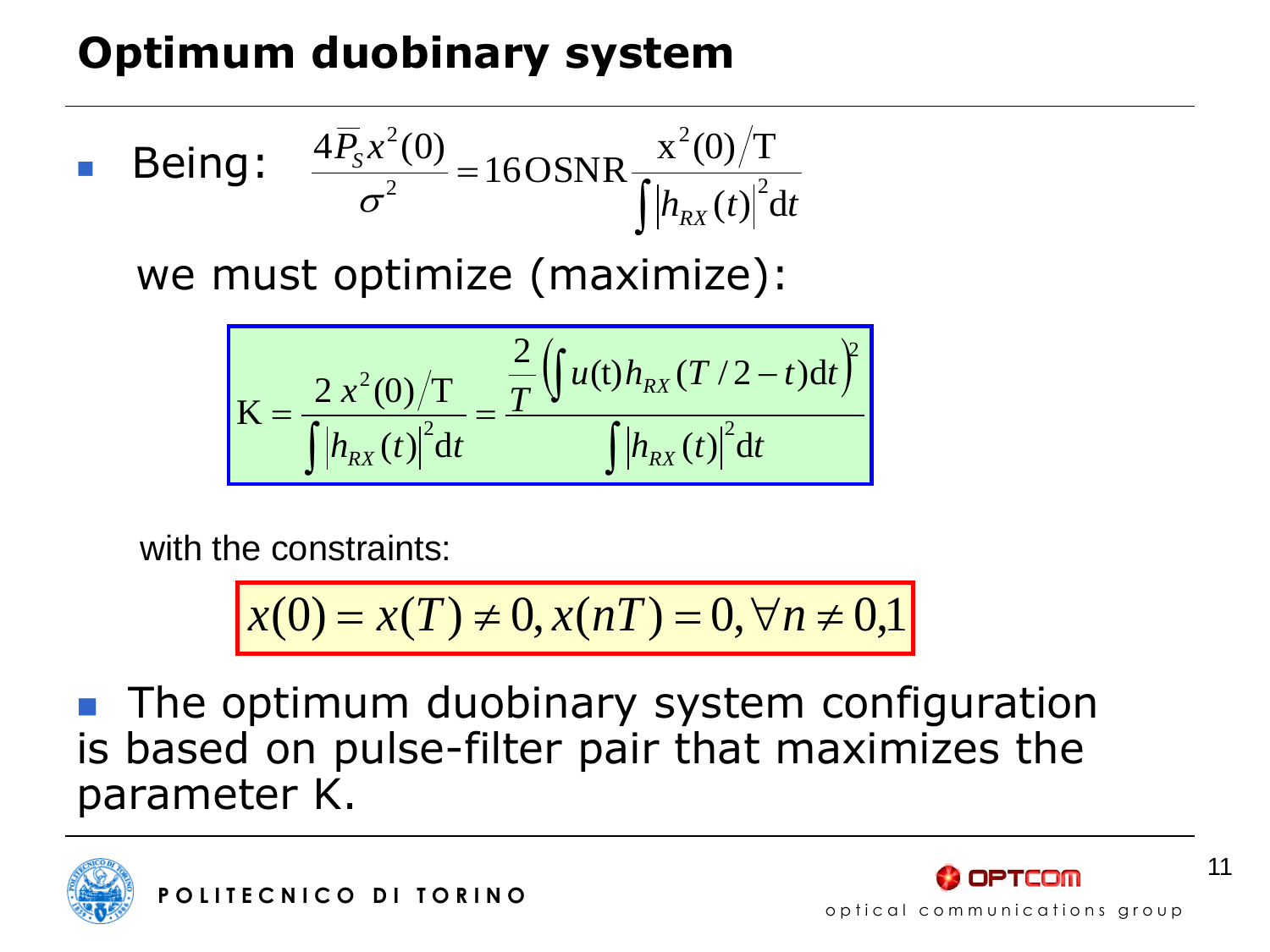# Optimum duobinary system

- Being: $$\frac{4\overline{P}_S x^2(0)}{\sigma^2} = 16\,\mathrm{OSNR}\frac{x^2(0)/\mathrm{T}}{\int \left|h_{RX}(t)\right|^2 \mathrm{d}t}$$

  we must optimize (maximize):

$$\mathrm{K} = \frac{2\,x^2(0)/\mathrm{T}}{\int \left|h_{RX}(t)\right|^2 \mathrm{d}t} = \frac{\frac{2}{T}\left(\int u(\mathrm{t})h_{RX}(T/2-t)\mathrm{d}t\right)^2}{\int \left|h_{RX}(t)\right|^2 \mathrm{d}t}$$

with the constraints:

$$x(0) = x(T) \neq 0, x(nT) = 0, \forall n \neq 0{,}1$$

- The optimum duobinary system configuration is based on pulse-filter pair that maximizes the parameter K.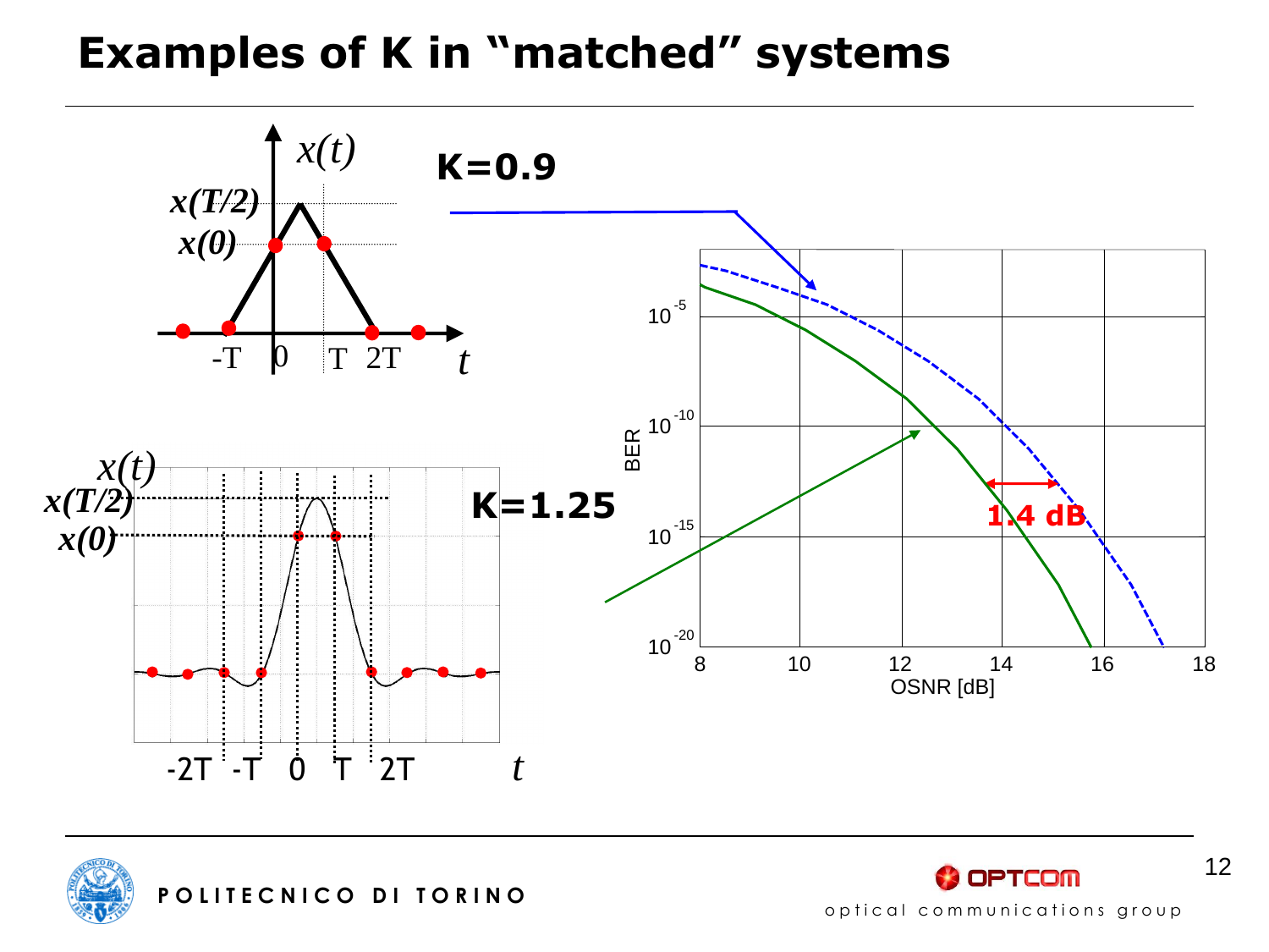# Examples of K in "matched" systems

**K=0.9**

**K=1.25**

**1.4 dB**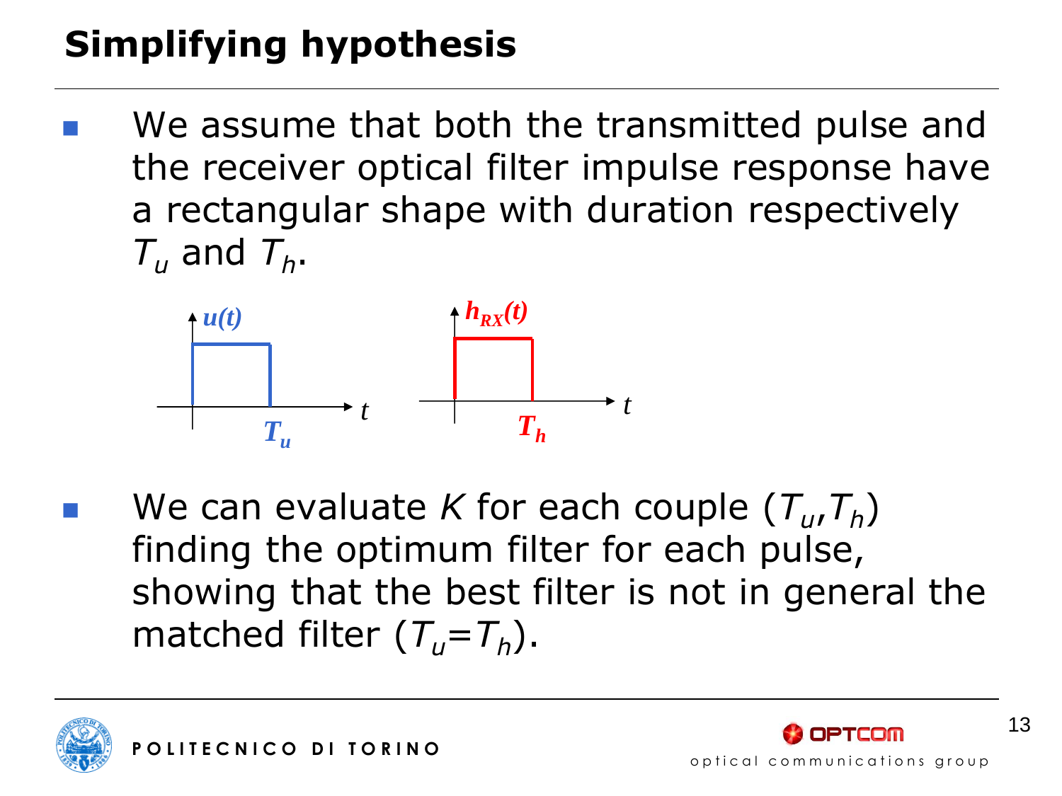# Simplifying hypothesis

- We assume that both the transmitted pulse and the receiver optical filter impulse response have a rectangular shape with duration respectively $T_u$ and $T_h$.

- We can evaluate $K$ for each couple ($T_u$,$T_h$) finding the optimum filter for each pulse, showing that the best filter is not in general the matched filter ($T_u$=$T_h$).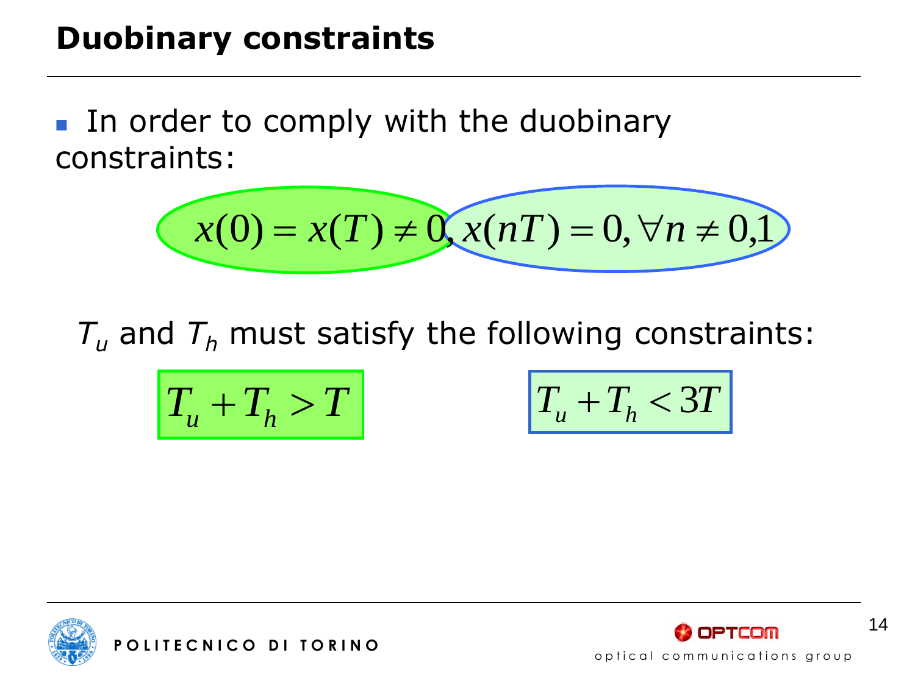## Duobinary constraints

- In order to comply with the duobinary constraints:

$$x(0) = x(T) \neq 0, x(nT) = 0, \forall n \neq 0,1$$

$T_u$ and $T_h$ must satisfy the following constraints:

$$T_u + T_h > T$$

$$T_u + T_h < 3T$$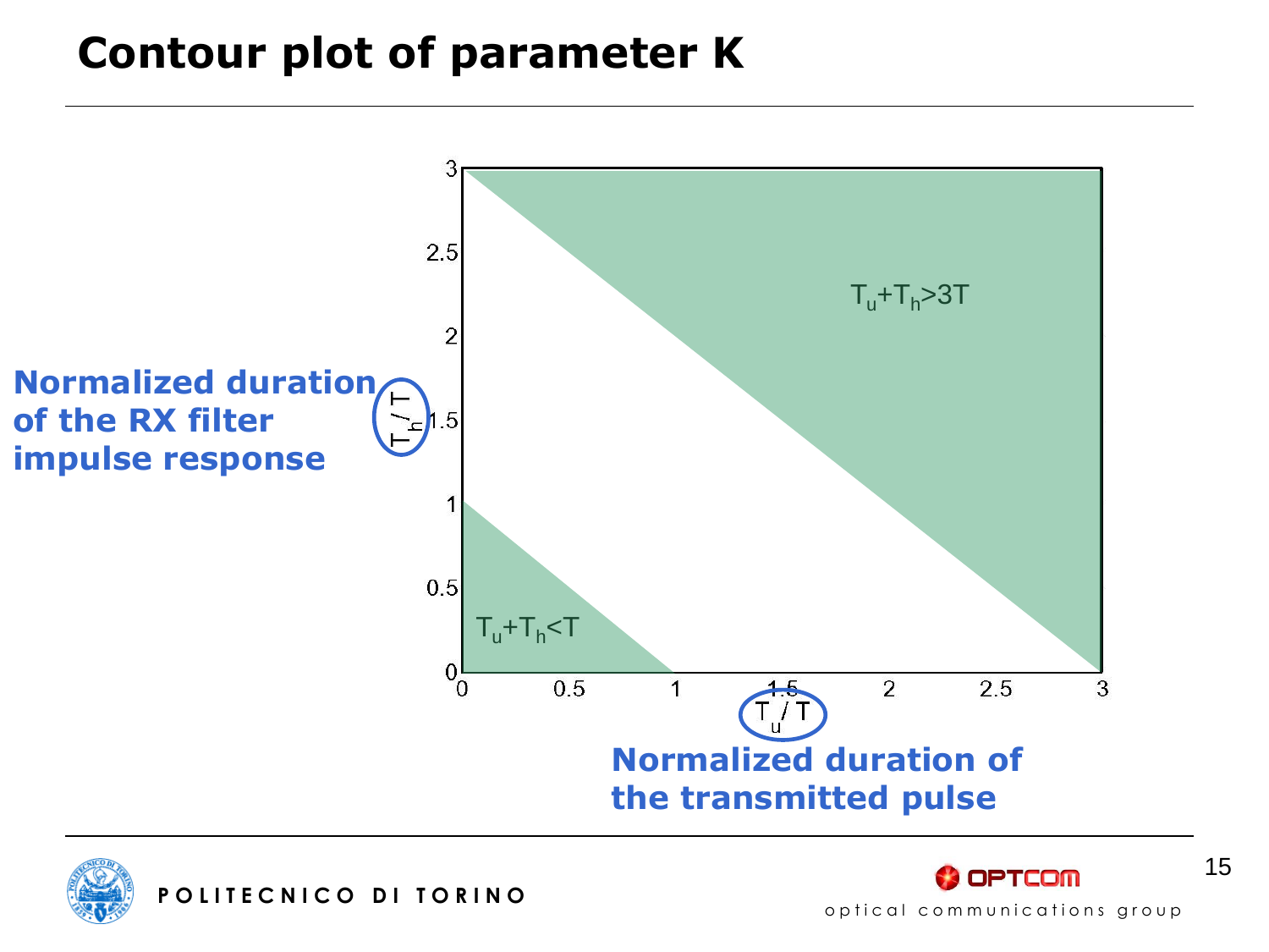# Contour plot of parameter K

$T_u + T_h > 3T$

$T_u + T_h < T$

$T_h / T$

$T_u / T$

**Normalized duration of the RX filter impulse response**

**Normalized duration of the transmitted pulse**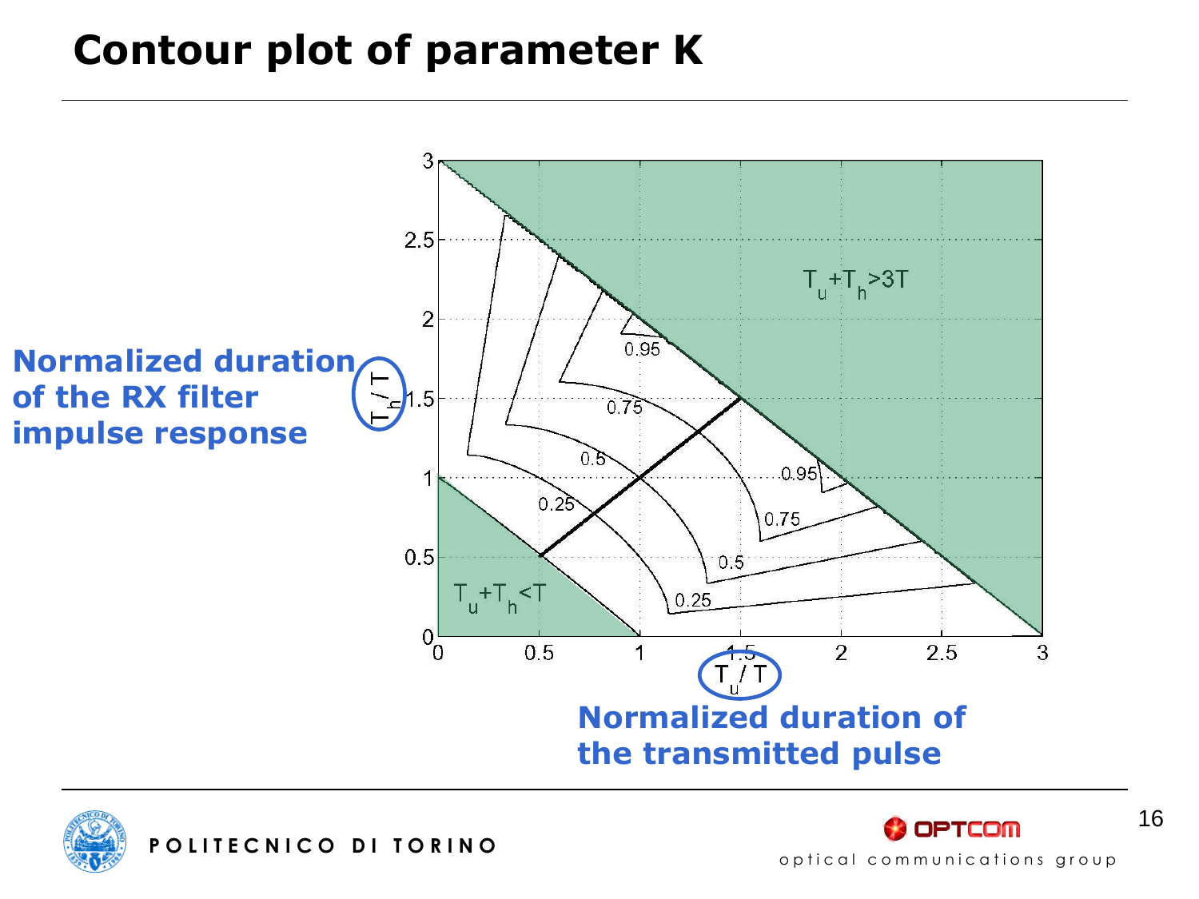# Contour plot of parameter K

Normalized duration of the RX filter impulse response ($T_h / T$)

Normalized duration of the transmitted pulse ($T_u / T$)

$T_u + T_h > 3T$

$T_u + T_h < T$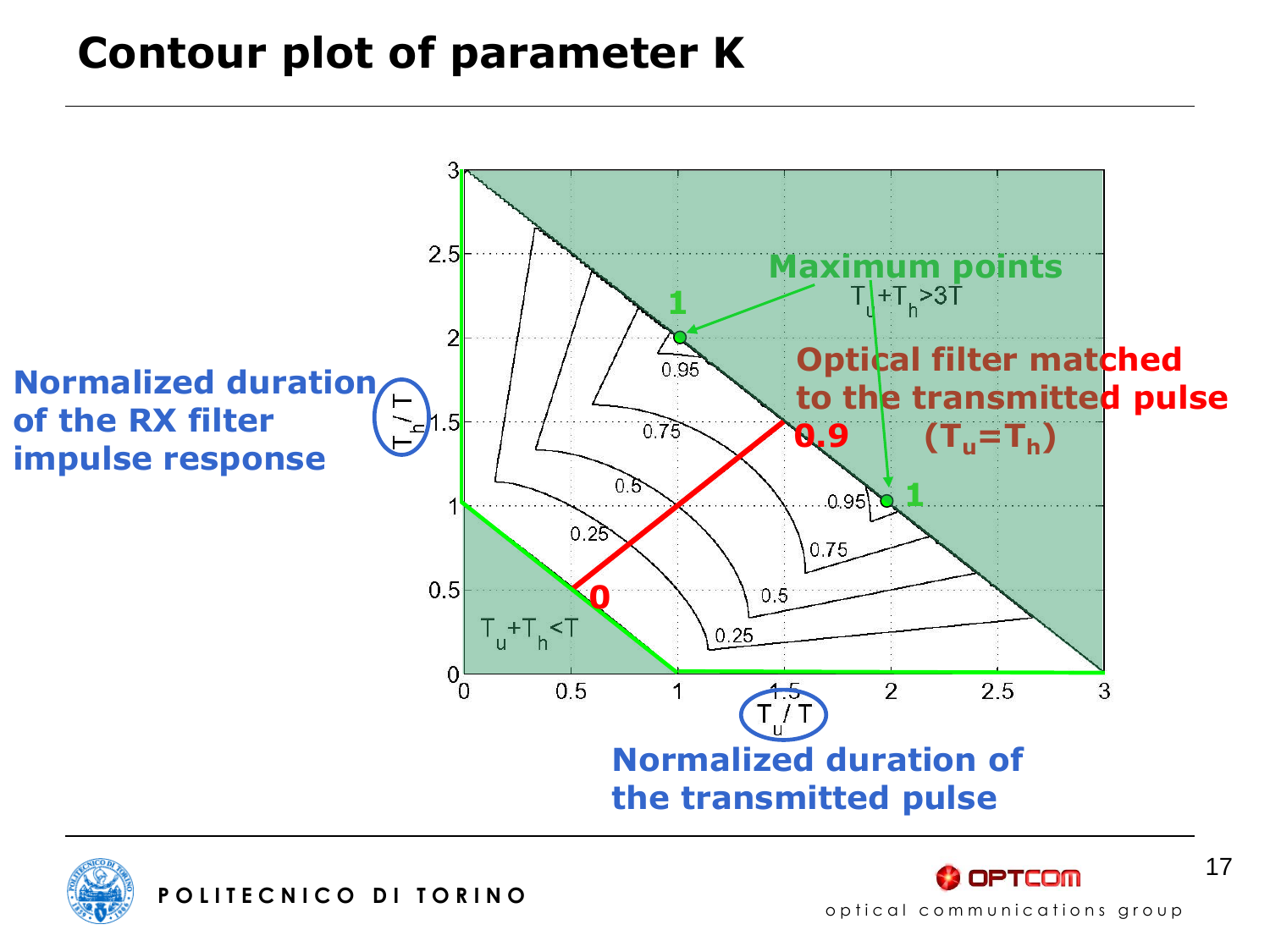# Contour plot of parameter K

Normalized duration of the RX filter impulse response ($T_h / T$)

Maximum points

$T_u + T_h > 3T$

$T_u + T_h < T$

Optical filter matched to the transmitted pulse ($T_u = T_h$)

Normalized duration of the transmitted pulse ($T_u / T$)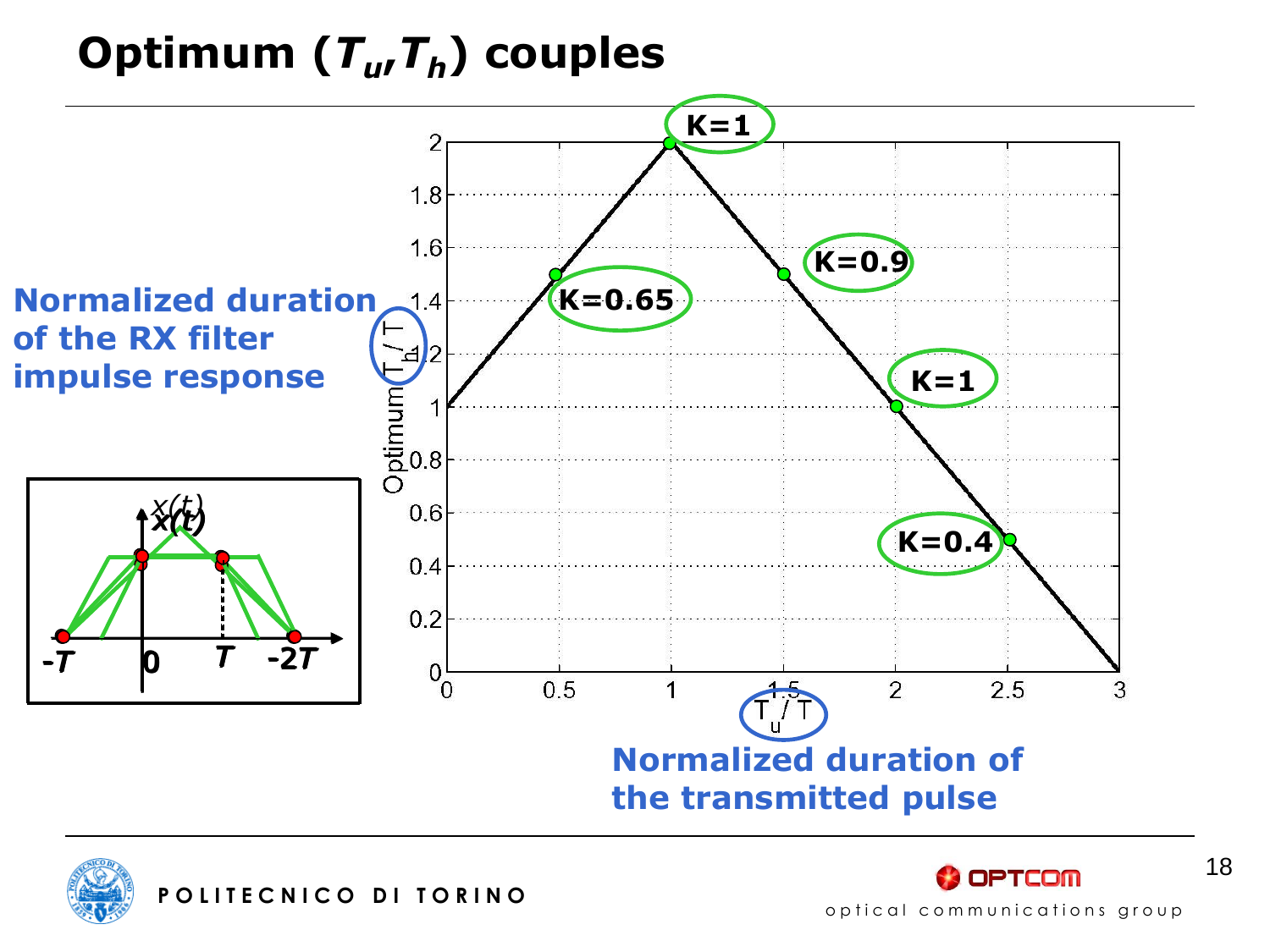# Optimum ($T_u$,$T_h$) couples

Normalized duration of the RX filter impulse response

Normalized duration of the transmitted pulse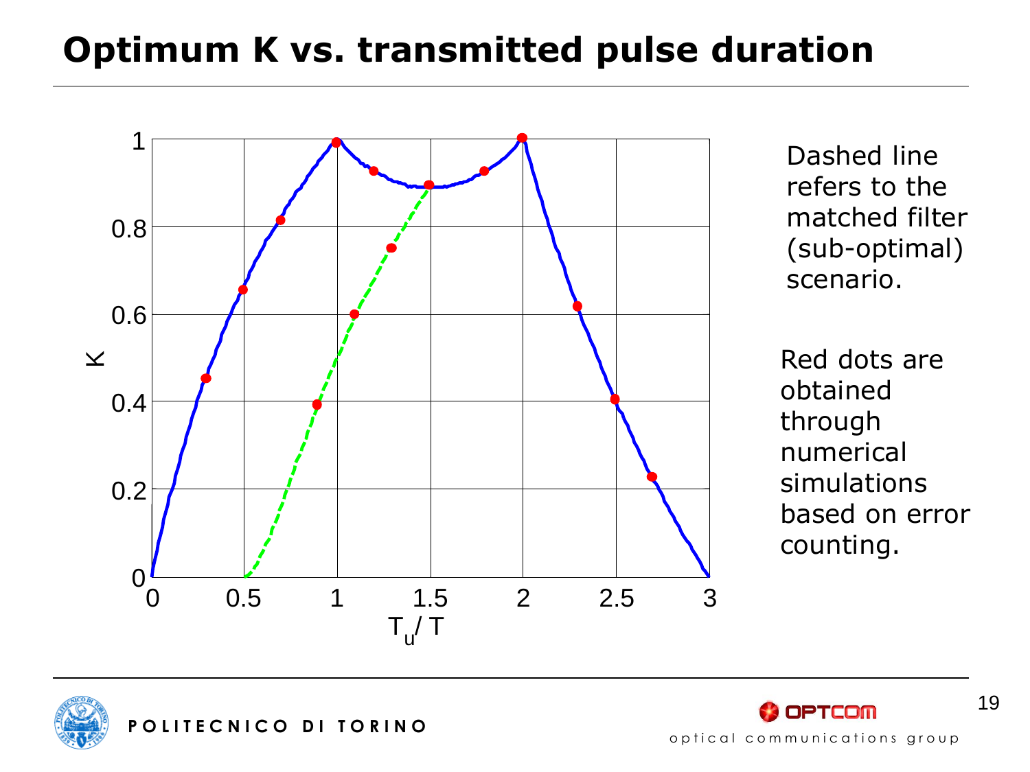# Optimum K vs. transmitted pulse duration

Dashed line refers to the matched filter (sub-optimal) scenario.

Red dots are obtained through numerical simulations based on error counting.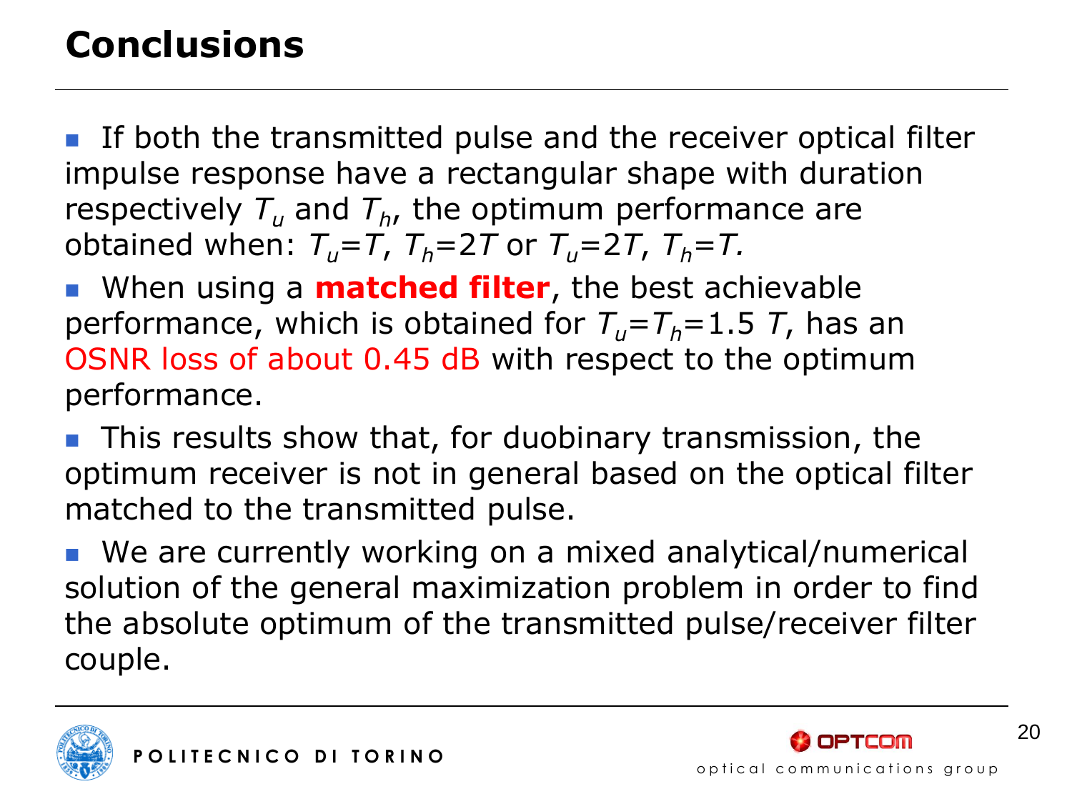# Conclusions

- If both the transmitted pulse and the receiver optical filter impulse response have a rectangular shape with duration respectively $T_u$ and $T_h$, the optimum performance are obtained when: $T_u=T$, $T_h=2T$ or $T_u=2T$, $T_h=T$.
- When using a **matched filter**, the best achievable performance, which is obtained for $T_u=T_h=1.5\ T$, has an OSNR loss of about 0.45 dB with respect to the optimum performance.
- This results show that, for duobinary transmission, the optimum receiver is not in general based on the optical filter matched to the transmitted pulse.
- We are currently working on a mixed analytical/numerical solution of the general maximization problem in order to find the absolute optimum of the transmitted pulse/receiver filter couple.